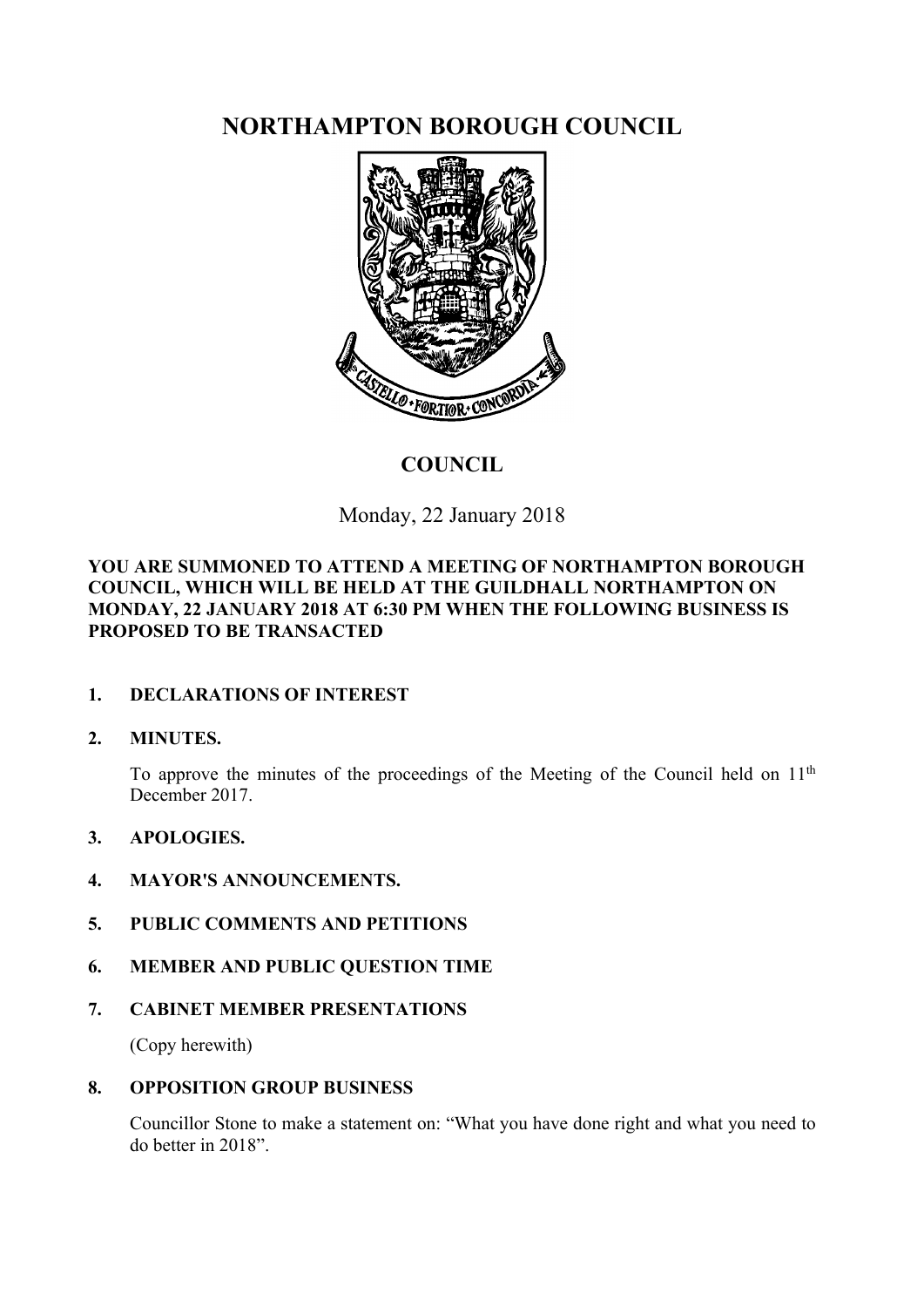# NORTHAMPTON BOROUGH COUNCIL

## COUNCIL

Monday, 22 January 2018

**YOU ARE SUMMONED TO ATTEND A MEETING OF NORTHAMPTON BOROUGH COUNCIL, WHICH WILL BE HELD AT THE GUILDHALL NORTHAMPTON ON MONDAY, 22 JANUARY 2018 AT 6:30 PM WHEN THE FOLLOWING BUSINESS IS PROPOSED TO BE TRANSACTED**

**1. DECLARATIONS OF INTEREST**

**2. MINUTES.**

To approve the minutes of the proceedings of the Meeting of the Council held on 11th December 2017.

**3. APOLOGIES.**

**4. MAYOR'S ANNOUNCEMENTS.**

**5. PUBLIC COMMENTS AND PETITIONS**

**6. MEMBER AND PUBLIC QUESTION TIME**

**7. CABINET MEMBER PRESENTATIONS**

(Copy herewith)

**8. OPPOSITION GROUP BUSINESS**

Councillor Stone to make a statement on: "What you have done right and what you need to do better in 2018".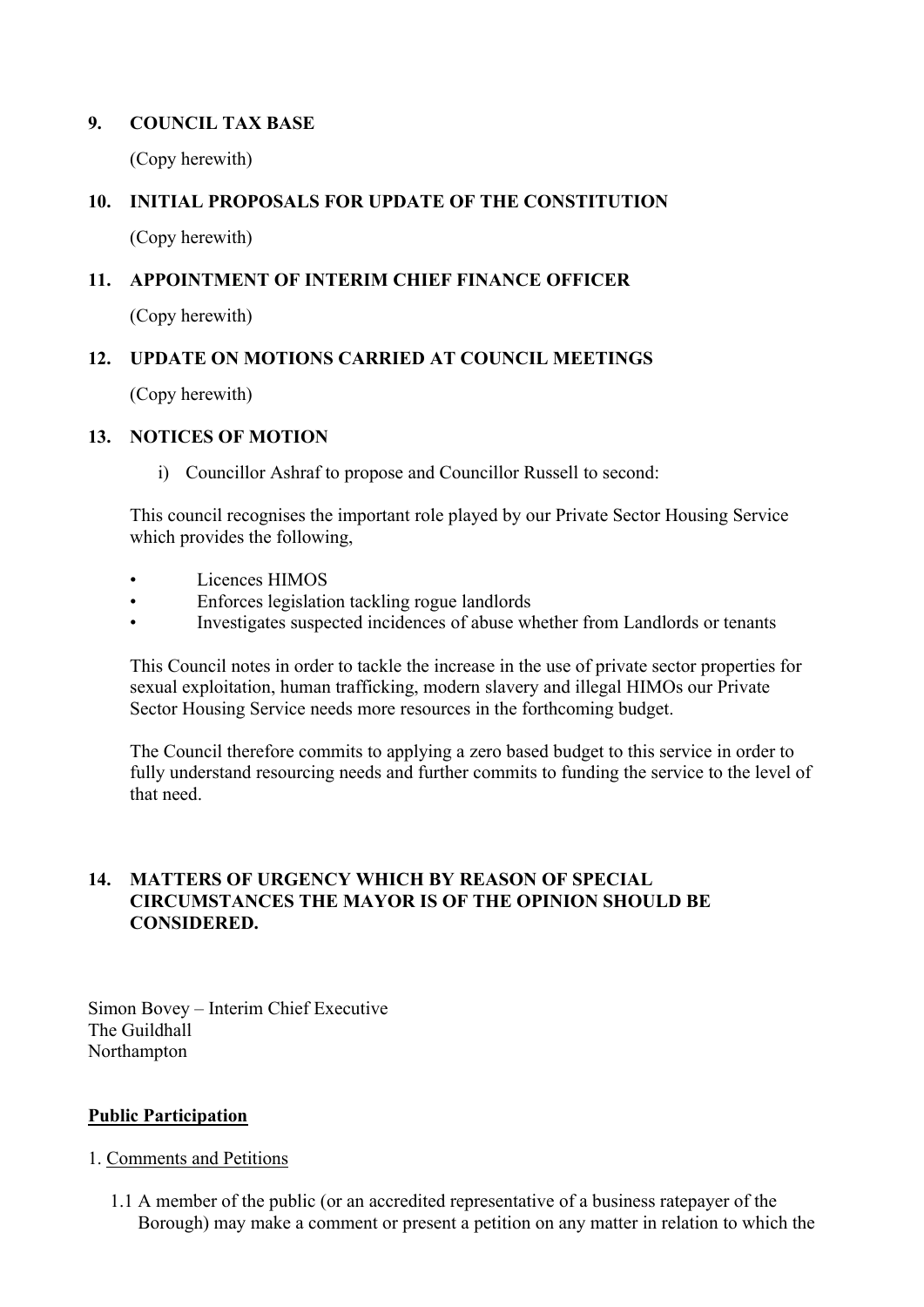## 9. COUNCIL TAX BASE

(Copy herewith)

## 10. INITIAL PROPOSALS FOR UPDATE OF THE CONSTITUTION

(Copy herewith)

## 11. APPOINTMENT OF INTERIM CHIEF FINANCE OFFICER

(Copy herewith)

## 12. UPDATE ON MOTIONS CARRIED AT COUNCIL MEETINGS

(Copy herewith)

## 13. NOTICES OF MOTION

i) Councillor Ashraf to propose and Councillor Russell to second:

This council recognises the important role played by our Private Sector Housing Service which provides the following,

- Licences HIMOS
- Enforces legislation tackling rogue landlords
- Investigates suspected incidences of abuse whether from Landlords or tenants

This Council notes in order to tackle the increase in the use of private sector properties for sexual exploitation, human trafficking, modern slavery and illegal HIMOs our Private Sector Housing Service needs more resources in the forthcoming budget.

The Council therefore commits to applying a zero based budget to this service in order to fully understand resourcing needs and further commits to funding the service to the level of that need.

## 14. MATTERS OF URGENCY WHICH BY REASON OF SPECIAL CIRCUMSTANCES THE MAYOR IS OF THE OPINION SHOULD BE CONSIDERED.

Simon Bovey – Interim Chief Executive
The Guildhall
Northampton

**Public Participation**

1. Comments and Petitions

1.1 A member of the public (or an accredited representative of a business ratepayer of the Borough) may make a comment or present a petition on any matter in relation to which the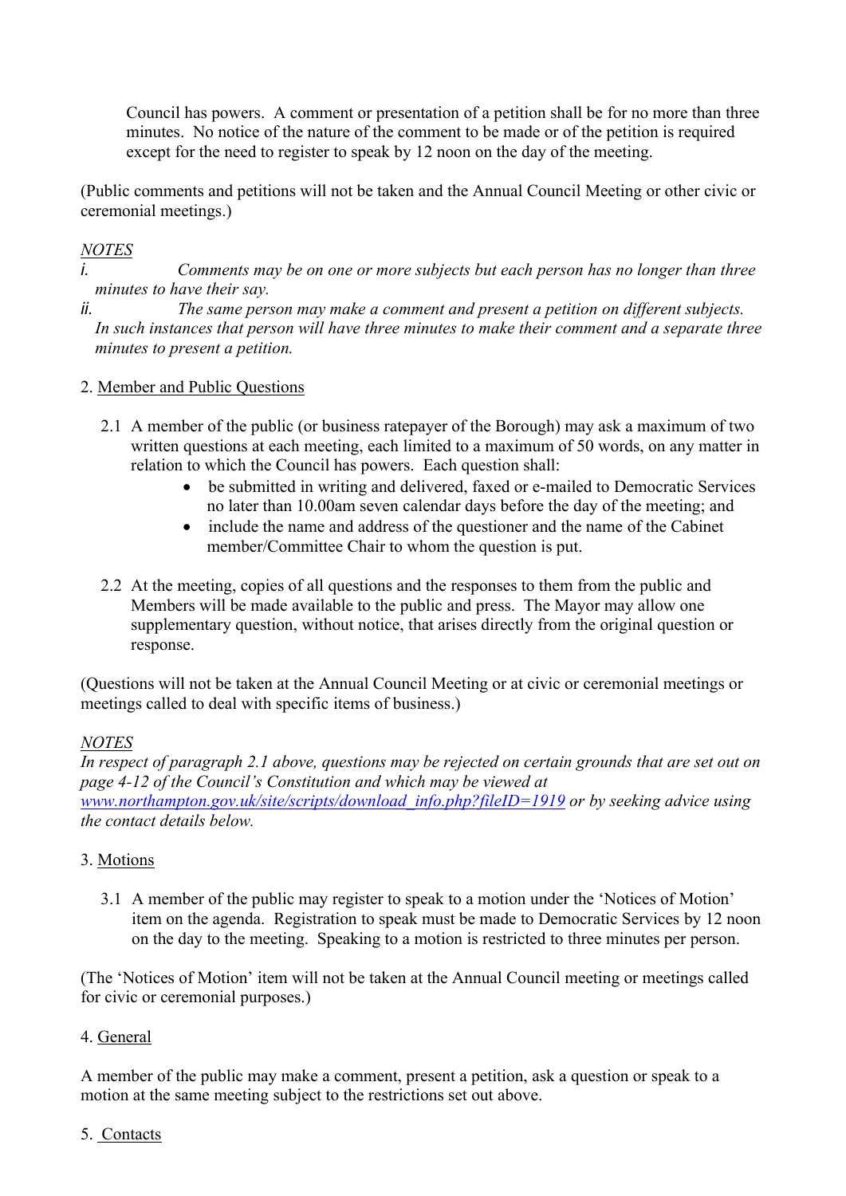Council has powers. A comment or presentation of a petition shall be for no more than three minutes. No notice of the nature of the comment to be made or of the petition is required except for the need to register to speak by 12 noon on the day of the meeting.

(Public comments and petitions will not be taken and the Annual Council Meeting or other civic or ceremonial meetings.)

*NOTES*

*i. Comments may be on one or more subjects but each person has no longer than three minutes to have their say.*

*ii. The same person may make a comment and present a petition on different subjects. In such instances that person will have three minutes to make their comment and a separate three minutes to present a petition.*

2. Member and Public Questions

2.1 A member of the public (or business ratepayer of the Borough) may ask a maximum of two written questions at each meeting, each limited to a maximum of 50 words, on any matter in relation to which the Council has powers. Each question shall:

- be submitted in writing and delivered, faxed or e-mailed to Democratic Services no later than 10.00am seven calendar days before the day of the meeting; and
- include the name and address of the questioner and the name of the Cabinet member/Committee Chair to whom the question is put.

2.2 At the meeting, copies of all questions and the responses to them from the public and Members will be made available to the public and press. The Mayor may allow one supplementary question, without notice, that arises directly from the original question or response.

(Questions will not be taken at the Annual Council Meeting or at civic or ceremonial meetings or meetings called to deal with specific items of business.)

*NOTES*

*In respect of paragraph 2.1 above, questions may be rejected on certain grounds that are set out on page 4-12 of the Council's Constitution and which may be viewed at [www.northampton.gov.uk/site/scripts/download_info.php?fileID=1919](www.northampton.gov.uk/site/scripts/download_info.php?fileID=1919) or by seeking advice using the contact details below.*

3. Motions

3.1 A member of the public may register to speak to a motion under the 'Notices of Motion' item on the agenda. Registration to speak must be made to Democratic Services by 12 noon on the day to the meeting. Speaking to a motion is restricted to three minutes per person.

(The 'Notices of Motion' item will not be taken at the Annual Council meeting or meetings called for civic or ceremonial purposes.)

4. General

A member of the public may make a comment, present a petition, ask a question or speak to a motion at the same meeting subject to the restrictions set out above.

5. Contacts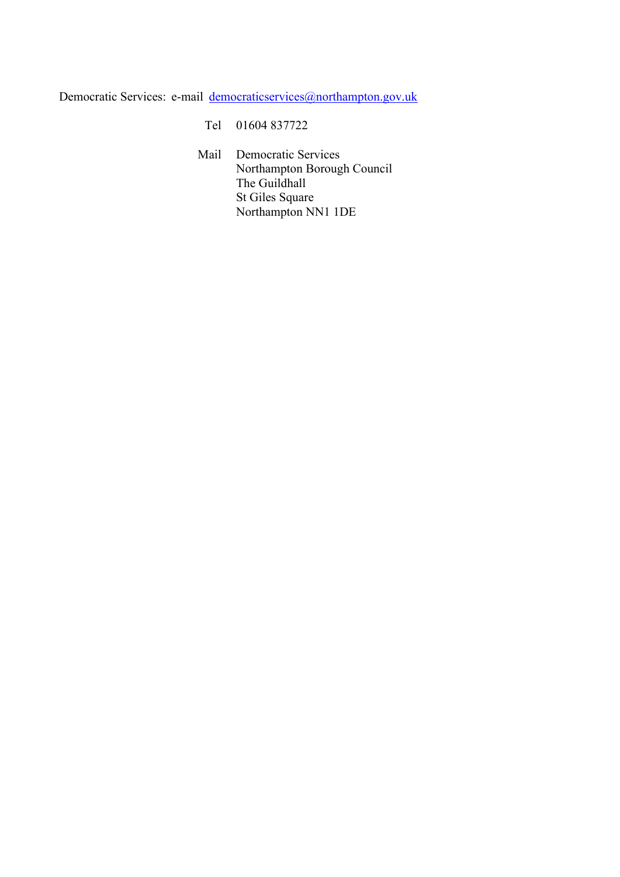Democratic Services: e-mail democraticservices@northampton.gov.uk

Tel 01604 837722

Mail Democratic Services
Northampton Borough Council
The Guildhall
St Giles Square
Northampton NN1 1DE